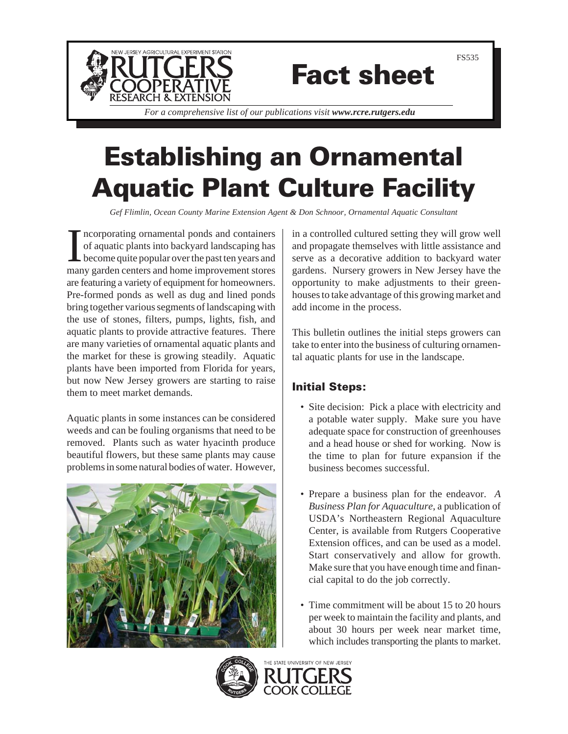# Fact sheet

FS535

*For a comprehensive list of our publications visit **www.rcre.rutgers.edu***

# Establishing an Ornamental Aquatic Plant Culture Facility

*Gef Flimlin, Ocean County Marine Extension Agent & Don Schnoor, Ornamental Aquatic Consultant*

Incorporating ornamental ponds and containers of aquatic plants into backyard landscaping has become quite popular over the past ten years and many garden centers and home improvement stores are featuring a variety of equipment for homeowners. Pre-formed ponds as well as dug and lined ponds bring together various segments of landscaping with the use of stones, filters, pumps, lights, fish, and aquatic plants to provide attractive features. There are many varieties of ornamental aquatic plants and the market for these is growing steadily. Aquatic plants have been imported from Florida for years, but now New Jersey growers are starting to raise them to meet market demands.

Aquatic plants in some instances can be considered weeds and can be fouling organisms that need to be removed. Plants such as water hyacinth produce beautiful flowers, but these same plants may cause problems in some natural bodies of water. However, in a controlled cultured setting they will grow well and propagate themselves with little assistance and serve as a decorative addition to backyard water gardens. Nursery growers in New Jersey have the opportunity to make adjustments to their greenhouses to take advantage of this growing market and add income in the process.

This bulletin outlines the initial steps growers can take to enter into the business of culturing ornamental aquatic plants for use in the landscape.

## Initial Steps:

- Site decision: Pick a place with electricity and a potable water supply. Make sure you have adequate space for construction of greenhouses and a head house or shed for working. Now is the time to plan for future expansion if the business becomes successful.
- Prepare a business plan for the endeavor. *A Business Plan for Aquaculture*, a publication of USDA's Northeastern Regional Aquaculture Center, is available from Rutgers Cooperative Extension offices, and can be used as a model. Start conservatively and allow for growth. Make sure that you have enough time and financial capital to do the job correctly.
- Time commitment will be about 15 to 20 hours per week to maintain the facility and plants, and about 30 hours per week near market time, which includes transporting the plants to market.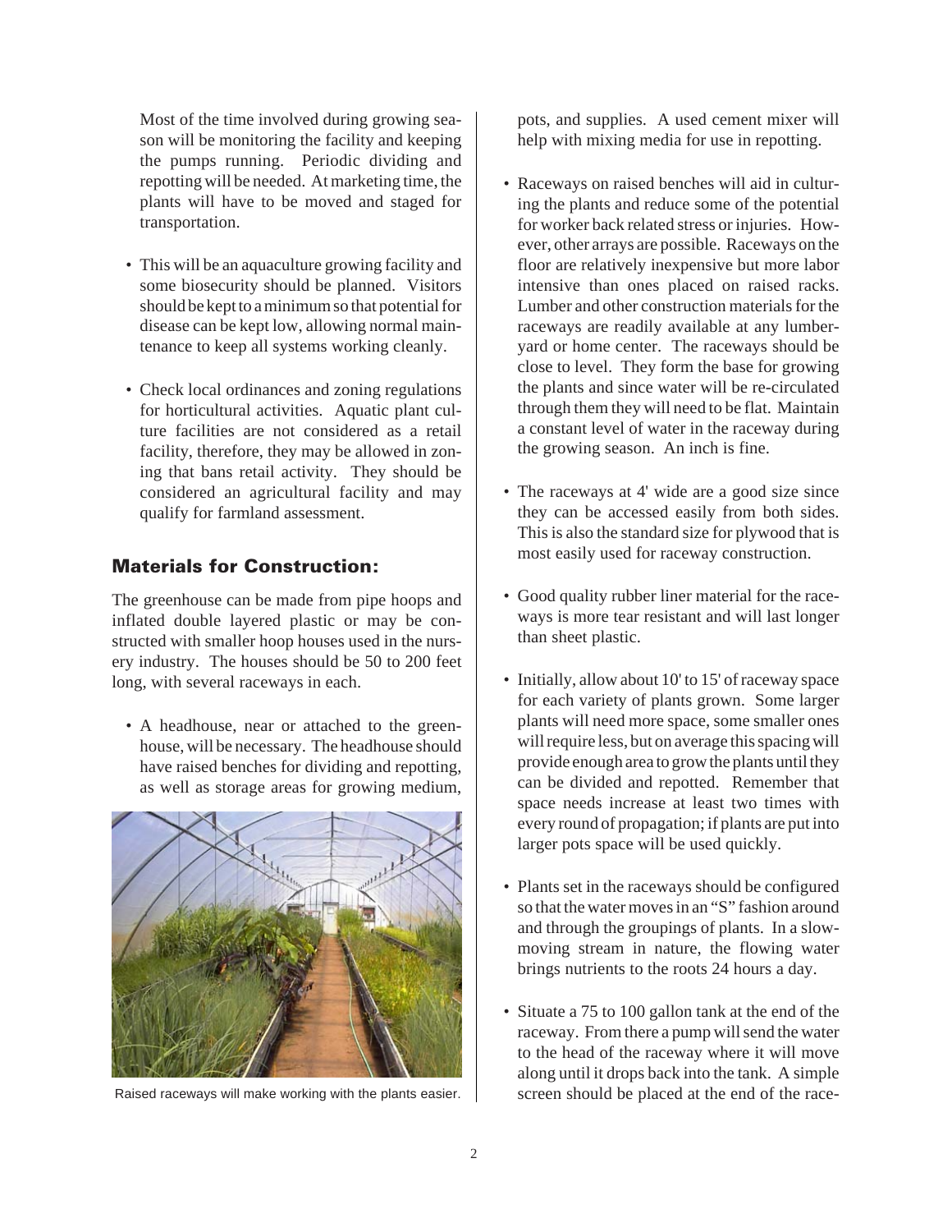Most of the time involved during growing season will be monitoring the facility and keeping the pumps running. Periodic dividing and repotting will be needed. At marketing time, the plants will have to be moved and staged for transportation.

- This will be an aquaculture growing facility and some biosecurity should be planned. Visitors should be kept to a minimum so that potential for disease can be kept low, allowing normal maintenance to keep all systems working cleanly.
- Check local ordinances and zoning regulations for horticultural activities. Aquatic plant culture facilities are not considered as a retail facility, therefore, they may be allowed in zoning that bans retail activity. They should be considered an agricultural facility and may qualify for farmland assessment.

## Materials for Construction:

The greenhouse can be made from pipe hoops and inflated double layered plastic or may be constructed with smaller hoop houses used in the nursery industry. The houses should be 50 to 200 feet long, with several raceways in each.

- A headhouse, near or attached to the greenhouse, will be necessary. The headhouse should have raised benches for dividing and repotting, as well as storage areas for growing medium, pots, and supplies. A used cement mixer will help with mixing media for use in repotting.

Raised raceways will make working with the plants easier.

- Raceways on raised benches will aid in culturing the plants and reduce some of the potential for worker back related stress or injuries. However, other arrays are possible. Raceways on the floor are relatively inexpensive but more labor intensive than ones placed on raised racks. Lumber and other construction materials for the raceways are readily available at any lumberyard or home center. The raceways should be close to level. They form the base for growing the plants and since water will be re-circulated through them they will need to be flat. Maintain a constant level of water in the raceway during the growing season. An inch is fine.
- The raceways at 4' wide are a good size since they can be accessed easily from both sides. This is also the standard size for plywood that is most easily used for raceway construction.
- Good quality rubber liner material for the raceways is more tear resistant and will last longer than sheet plastic.
- Initially, allow about 10' to 15' of raceway space for each variety of plants grown. Some larger plants will need more space, some smaller ones will require less, but on average this spacing will provide enough area to grow the plants until they can be divided and repotted. Remember that space needs increase at least two times with every round of propagation; if plants are put into larger pots space will be used quickly.
- Plants set in the raceways should be configured so that the water moves in an "S" fashion around and through the groupings of plants. In a slow-moving stream in nature, the flowing water brings nutrients to the roots 24 hours a day.
- Situate a 75 to 100 gallon tank at the end of the raceway. From there a pump will send the water to the head of the raceway where it will move along until it drops back into the tank. A simple screen should be placed at the end of the race-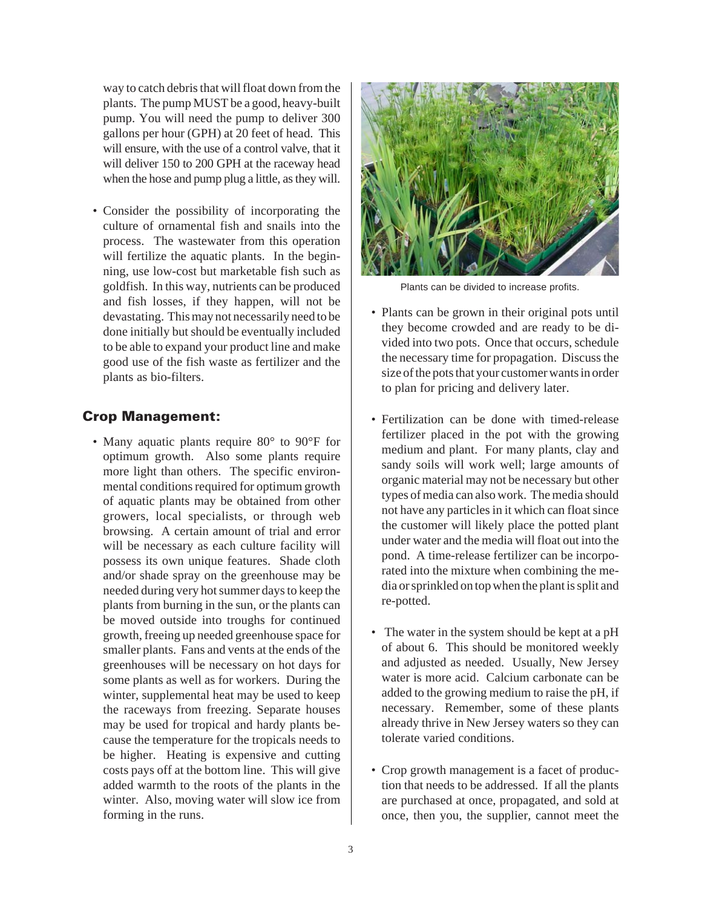way to catch debris that will float down from the plants. The pump MUST be a good, heavy-built pump. You will need the pump to deliver 300 gallons per hour (GPH) at 20 feet of head. This will ensure, with the use of a control valve, that it will deliver 150 to 200 GPH at the raceway head when the hose and pump plug a little, as they will.

- Consider the possibility of incorporating the culture of ornamental fish and snails into the process. The wastewater from this operation will fertilize the aquatic plants. In the beginning, use low-cost but marketable fish such as goldfish. In this way, nutrients can be produced and fish losses, if they happen, will not be devastating. This may not necessarily need to be done initially but should be eventually included to be able to expand your product line and make good use of the fish waste as fertilizer and the plants as bio-filters.

## Crop Management:

- Many aquatic plants require 80° to 90°F for optimum growth. Also some plants require more light than others. The specific environmental conditions required for optimum growth of aquatic plants may be obtained from other growers, local specialists, or through web browsing. A certain amount of trial and error will be necessary as each culture facility will possess its own unique features. Shade cloth and/or shade spray on the greenhouse may be needed during very hot summer days to keep the plants from burning in the sun, or the plants can be moved outside into troughs for continued growth, freeing up needed greenhouse space for smaller plants. Fans and vents at the ends of the greenhouses will be necessary on hot days for some plants as well as for workers. During the winter, supplemental heat may be used to keep the raceways from freezing. Separate houses may be used for tropical and hardy plants because the temperature for the tropicals needs to be higher. Heating is expensive and cutting costs pays off at the bottom line. This will give added warmth to the roots of the plants in the winter. Also, moving water will slow ice from forming in the runs.

Plants can be divided to increase profits.

- Plants can be grown in their original pots until they become crowded and are ready to be divided into two pots. Once that occurs, schedule the necessary time for propagation. Discuss the size of the pots that your customer wants in order to plan for pricing and delivery later.

- Fertilization can be done with timed-release fertilizer placed in the pot with the growing medium and plant. For many plants, clay and sandy soils will work well; large amounts of organic material may not be necessary but other types of media can also work. The media should not have any particles in it which can float since the customer will likely place the potted plant under water and the media will float out into the pond. A time-release fertilizer can be incorporated into the mixture when combining the media or sprinkled on top when the plant is split and re-potted.

- The water in the system should be kept at a pH of about 6. This should be monitored weekly and adjusted as needed. Usually, New Jersey water is more acid. Calcium carbonate can be added to the growing medium to raise the pH, if necessary. Remember, some of these plants already thrive in New Jersey waters so they can tolerate varied conditions.

- Crop growth management is a facet of production that needs to be addressed. If all the plants are purchased at once, propagated, and sold at once, then you, the supplier, cannot meet the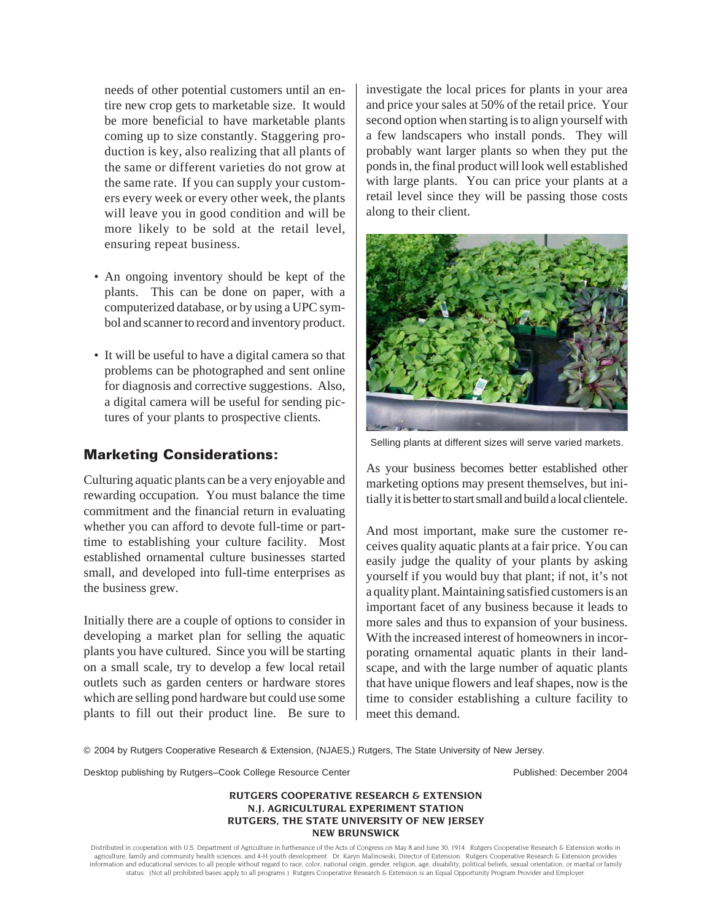needs of other potential customers until an entire new crop gets to marketable size. It would be more beneficial to have marketable plants coming up to size constantly. Staggering production is key, also realizing that all plants of the same or different varieties do not grow at the same rate. If you can supply your customers every week or every other week, the plants will leave you in good condition and will be more likely to be sold at the retail level, ensuring repeat business.

- An ongoing inventory should be kept of the plants. This can be done on paper, with a computerized database, or by using a UPC symbol and scanner to record and inventory product.

- It will be useful to have a digital camera so that problems can be photographed and sent online for diagnosis and corrective suggestions. Also, a digital camera will be useful for sending pictures of your plants to prospective clients.

## Marketing Considerations:

Culturing aquatic plants can be a very enjoyable and rewarding occupation. You must balance the time commitment and the financial return in evaluating whether you can afford to devote full-time or part-time to establishing your culture facility. Most established ornamental culture businesses started small, and developed into full-time enterprises as the business grew.

Initially there are a couple of options to consider in developing a market plan for selling the aquatic plants you have cultured. Since you will be starting on a small scale, try to develop a few local retail outlets such as garden centers or hardware stores which are selling pond hardware but could use some plants to fill out their product line. Be sure to investigate the local prices for plants in your area and price your sales at 50% of the retail price. Your second option when starting is to align yourself with a few landscapers who install ponds. They will probably want larger plants so when they put the ponds in, the final product will look well established with large plants. You can price your plants at a retail level since they will be passing those costs along to their client.

Selling plants at different sizes will serve varied markets.

As your business becomes better established other marketing options may present themselves, but initially it is better to start small and build a local clientele.

And most important, make sure the customer receives quality aquatic plants at a fair price. You can easily judge the quality of your plants by asking yourself if you would buy that plant; if not, it's not a quality plant. Maintaining satisfied customers is an important facet of any business because it leads to more sales and thus to expansion of your business. With the increased interest of homeowners in incorporating ornamental aquatic plants in their landscape, and with the large number of aquatic plants that have unique flowers and leaf shapes, now is the time to consider establishing a culture facility to meet this demand.

© 2004 by Rutgers Cooperative Research & Extension, (NJAES,) Rutgers, The State University of New Jersey.

Desktop publishing by Rutgers–Cook College Resource Center

Published: December 2004

**RUTGERS COOPERATIVE RESEARCH & EXTENSION**
**N.J. AGRICULTURAL EXPERIMENT STATION**
**RUTGERS, THE STATE UNIVERSITY OF NEW JERSEY**
**NEW BRUNSWICK**

Distributed in cooperation with U.S. Department of Agriculture in furtherance of the Acts of Congress on May 8 and June 30, 1914. Rutgers Cooperative Research & Extension works in agriculture, family and community health sciences, and 4-H youth development. Dr. Karyn Malinowski, Director of Extension. Rutgers Cooperative Research & Extension provides information and educational services to all people without regard to race, color, national origin, gender, religion, age, disability, political beliefs, sexual orientation, or marital or family status. (Not all prohibited bases apply to all programs.) Rutgers Cooperative Research & Extension is an Equal Opportunity Program Provider and Employer.